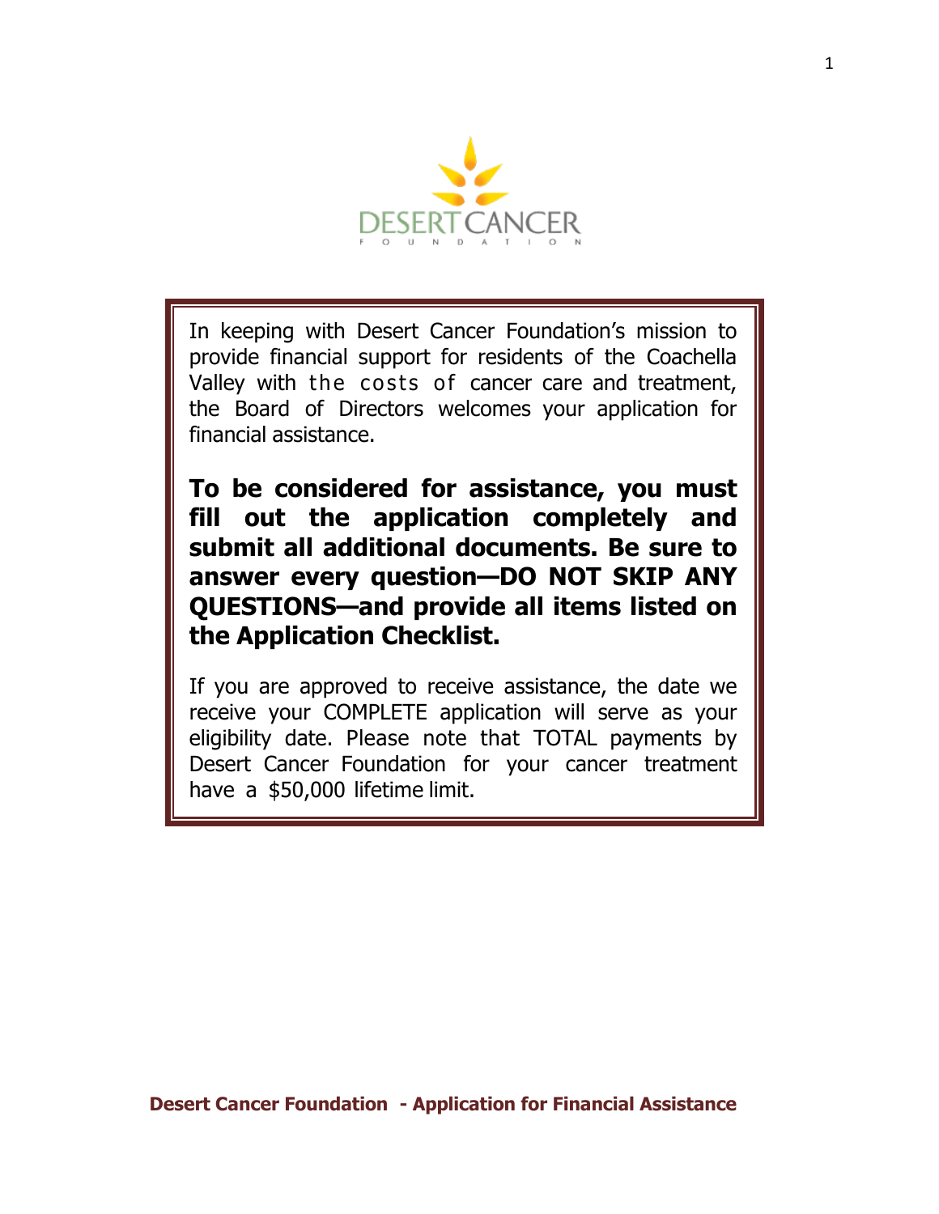# DESERT CANCER FOUNDATION

In keeping with Desert Cancer Foundation's mission to provide financial support for residents of the Coachella Valley with the costs of cancer care and treatment, the Board of Directors welcomes your application for financial assistance.

**To be considered for assistance, you must fill out the application completely and submit all additional documents. Be sure to answer every question—DO NOT SKIP ANY QUESTIONS—and provide all items listed on the Application Checklist.**

If you are approved to receive assistance, the date we receive your COMPLETE application will serve as your eligibility date. Please note that TOTAL payments by Desert Cancer Foundation for your cancer treatment have a $50,000 lifetime limit.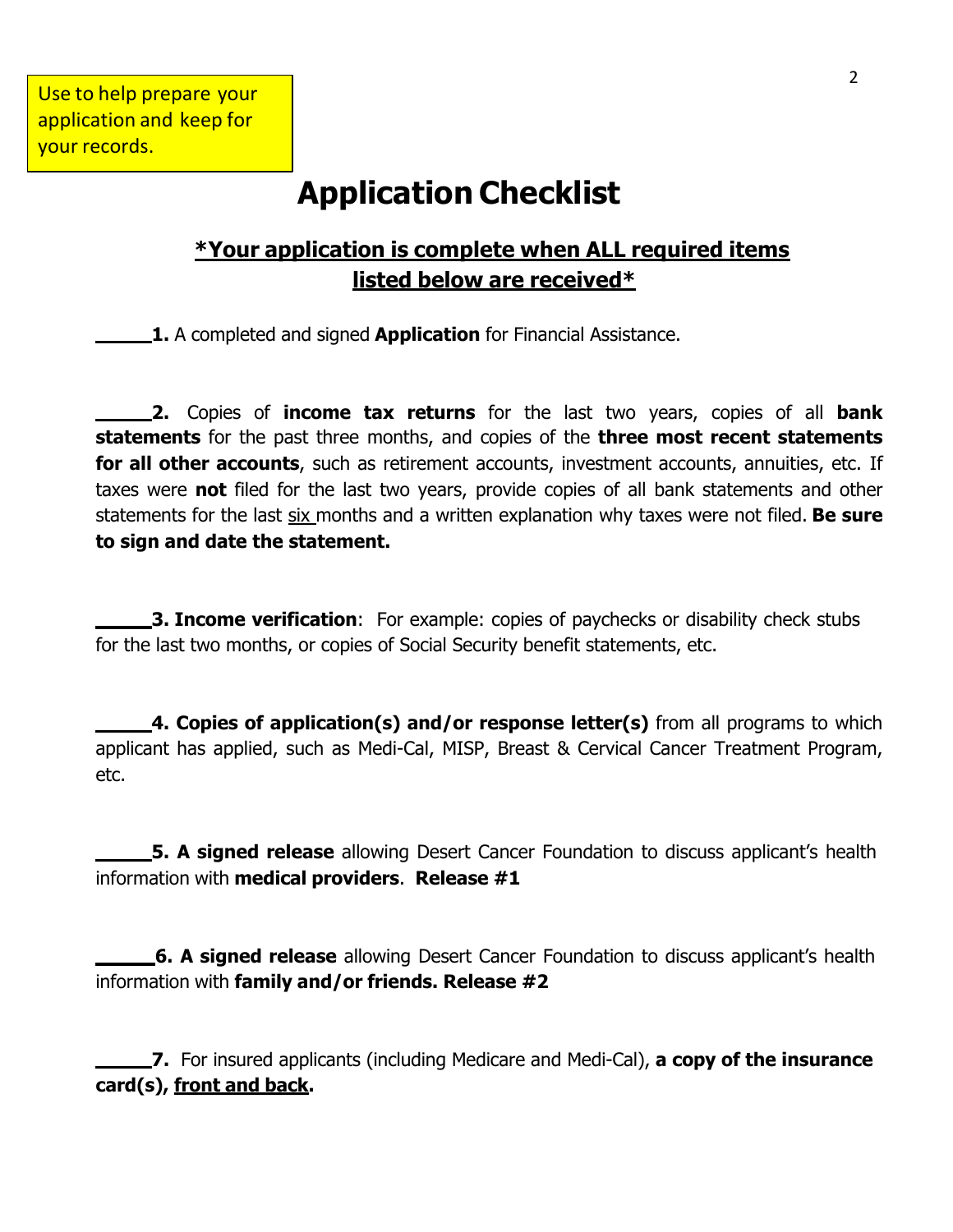Use to help prepare your application and keep for your records.

# Application Checklist

## *Your application is complete when ALL required items listed below are received*

_____**1.** A completed and signed **Application** for Financial Assistance.

_____**2.** Copies of **income tax returns** for the last two years, copies of all **bank statements** for the past three months, and copies of the **three most recent statements for all other accounts**, such as retirement accounts, investment accounts, annuities, etc. If taxes were **not** filed for the last two years, provide copies of all bank statements and other statements for the last six months and a written explanation why taxes were not filed. **Be sure to sign and date the statement.**

_____**3. Income verification**: For example: copies of paychecks or disability check stubs for the last two months, or copies of Social Security benefit statements, etc.

_____**4. Copies of application(s) and/or response letter(s)** from all programs to which applicant has applied, such as Medi-Cal, MISP, Breast & Cervical Cancer Treatment Program, etc.

_____**5. A signed release** allowing Desert Cancer Foundation to discuss applicant's health information with **medical providers**. **Release #1**

_____**6. A signed release** allowing Desert Cancer Foundation to discuss applicant's health information with **family and/or friends. Release #2**

_____**7.** For insured applicants (including Medicare and Medi-Cal), **a copy of the insurance card(s), front and back.**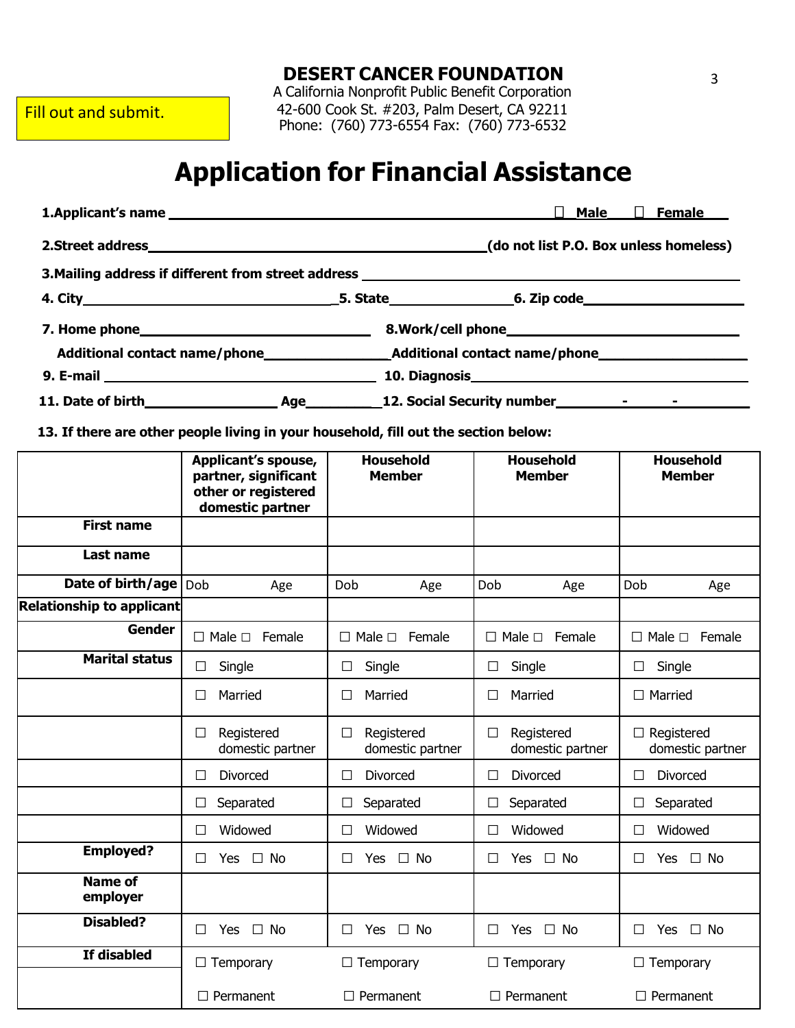Fill out and submit.

**DESERT CANCER FOUNDATION**

A California Nonprofit Public Benefit Corporation
42-600 Cook St. #203, Palm Desert, CA 92211
Phone: (760) 773-6554 Fax: (760) 773-6532

# Application for Financial Assistance

**1.Applicant's name** ______________________________ ☐ **Male** ☐ **Female**

**2.Street address**______________________________**(do not list P.O. Box unless homeless)**

**3.Mailing address if different from street address** ______________________________

**4. City**____________________**5. State**______________**6. Zip code**______________

**7. Home phone**____________________ **8.Work/cell phone**____________________

**Additional contact name/phone**______________**Additional contact name/phone**______________

**9. E-mail** ____________________ **10. Diagnosis**____________________

**11. Date of birth**______________ **Age**________**12. Social Security number**_______ - _____ - _______

**13. If there are other people living in your household, fill out the section below:**

| | **Applicant's spouse, partner, significant other or registered domestic partner** | **Household Member** | **Household Member** | **Household Member** |
|---|---|---|---|---|
| **First name** | | | | |
| **Last name** | | | | |
| **Date of birth/age** | Dob Age | Dob Age | Dob Age | Dob Age |
| **Relationship to applicant** | | | | |
| **Gender** | ☐ Male ☐ Female | ☐ Male ☐ Female | ☐ Male ☐ Female | ☐ Male ☐ Female |
| **Marital status** | ☐ Single | ☐ Single | ☐ Single | ☐ Single |
| | ☐ Married | ☐ Married | ☐ Married | ☐ Married |
| | ☐ Registered domestic partner | ☐ Registered domestic partner | ☐ Registered domestic partner | ☐ Registered domestic partner |
| | ☐ Divorced | ☐ Divorced | ☐ Divorced | ☐ Divorced |
| | ☐ Separated | ☐ Separated | ☐ Separated | ☐ Separated |
| | ☐ Widowed | ☐ Widowed | ☐ Widowed | ☐ Widowed |
| **Employed?** | ☐ Yes ☐ No | ☐ Yes ☐ No | ☐ Yes ☐ No | ☐ Yes ☐ No |
| **Name of employer** | | | | |
| **Disabled?** | ☐ Yes ☐ No | ☐ Yes ☐ No | ☐ Yes ☐ No | ☐ Yes ☐ No |
| **If disabled** | ☐ Temporary | ☐ Temporary | ☐ Temporary | ☐ Temporary |
| | ☐ Permanent | ☐ Permanent | ☐ Permanent | ☐ Permanent |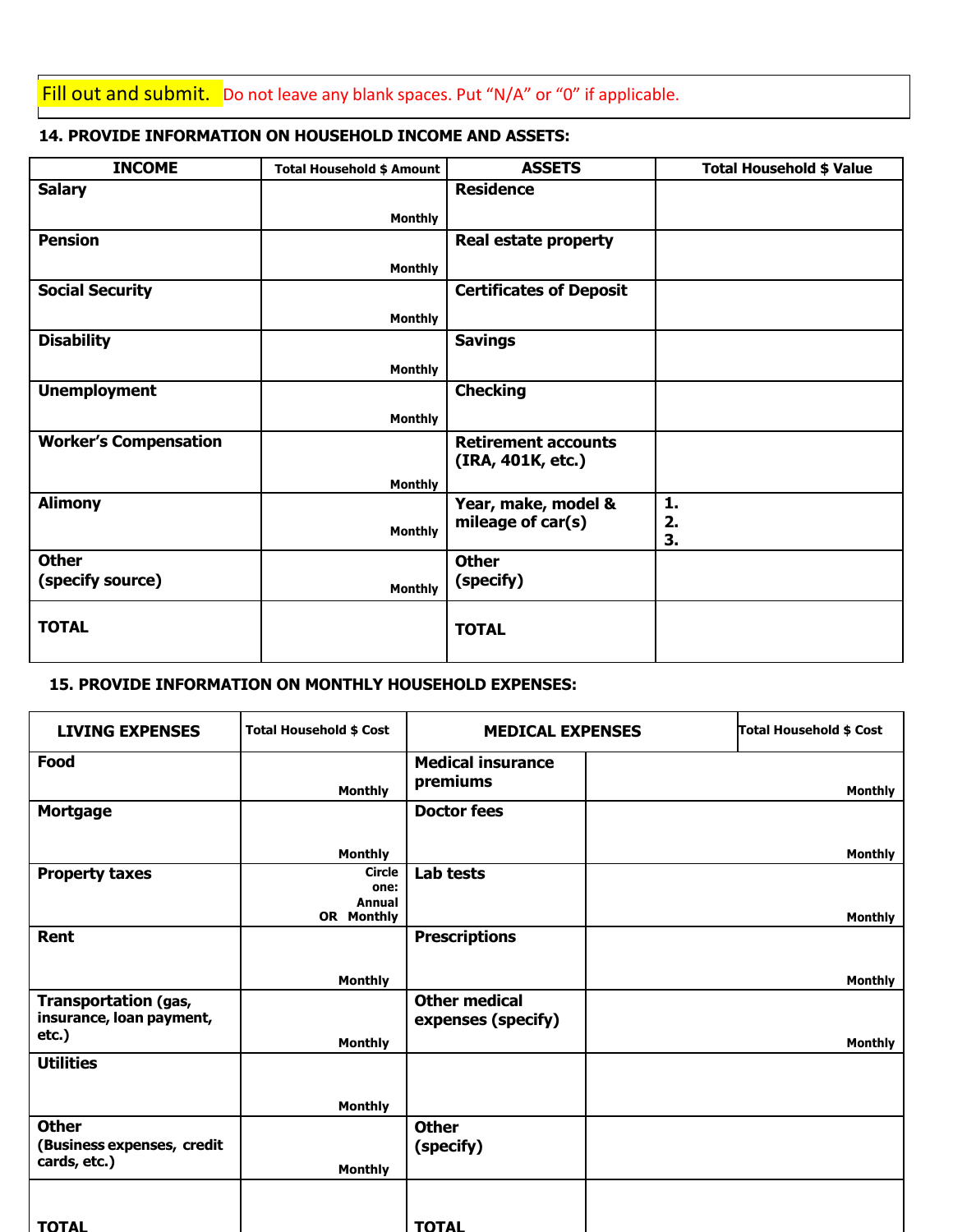Fill out and submit. Do not leave any blank spaces. Put "N/A" or "0" if applicable.

**14. PROVIDE INFORMATION ON HOUSEHOLD INCOME AND ASSETS:**

| INCOME | Total Household $ Amount | ASSETS | Total Household $ Value |
|---|---|---|---|
| **Salary** | Monthly | **Residence** | |
| **Pension** | Monthly | **Real estate property** | |
| **Social Security** | Monthly | **Certificates of Deposit** | |
| **Disability** | Monthly | **Savings** | |
| **Unemployment** | Monthly | **Checking** | |
| **Worker's Compensation** | Monthly | **Retirement accounts (IRA, 401K, etc.)** | |
| **Alimony** | Monthly | **Year, make, model & mileage of car(s)** | **1.**<br>**2.**<br>**3.** |
| **Other (specify source)** | Monthly | **Other (specify)** | |
| **TOTAL** | | **TOTAL** | |

**15. PROVIDE INFORMATION ON MONTHLY HOUSEHOLD EXPENSES:**

| LIVING EXPENSES | Total Household $ Cost | MEDICAL EXPENSES | Total Household $ Cost |
|---|---|---|---|
| **Food** | Monthly | **Medical insurance premiums** | Monthly |
| **Mortgage** | Monthly | **Doctor fees** | Monthly |
| **Property taxes** | Circle one: Annual OR Monthly | **Lab tests** | Monthly |
| **Rent** | Monthly | **Prescriptions** | Monthly |
| **Transportation** (gas, insurance, loan payment, etc.) | Monthly | **Other medical expenses (specify)** | Monthly |
| **Utilities** | Monthly | | |
| **Other** (Business expenses, credit cards, etc.) | Monthly | **Other (specify)** | |
| **TOTAL** | | **TOTAL** | |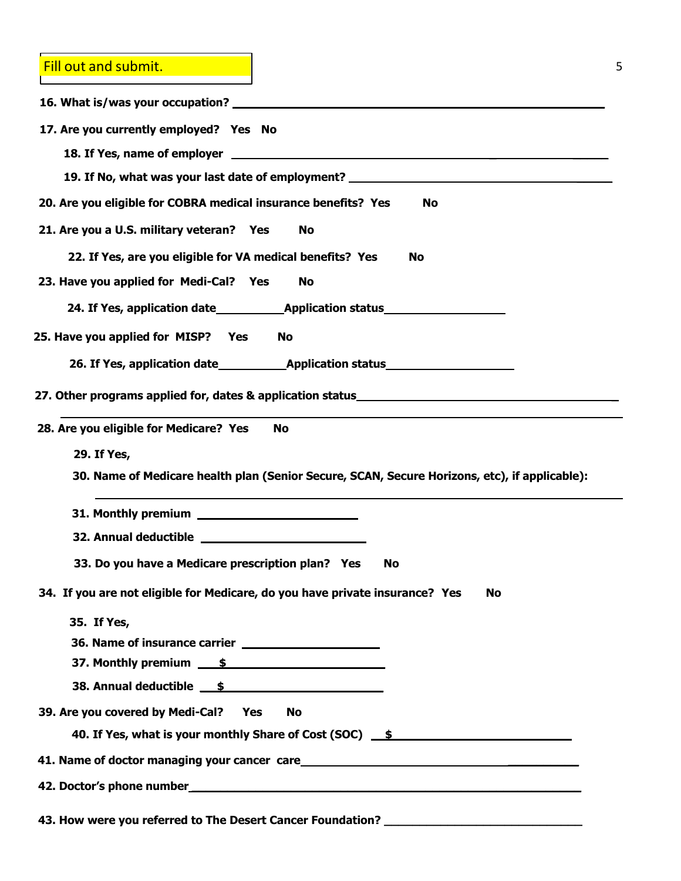Fill out and submit.

**16. What is/was your occupation?** ______________________________

**17. Are you currently employed? Yes No**

**18. If Yes, name of employer** ______________________________

**19. If No, what was your last date of employment?** ______________________________

**20. Are you eligible for COBRA medical insurance benefits? Yes No**

**21. Are you a U.S. military veteran? Yes No**

**22. If Yes, are you eligible for VA medical benefits? Yes No**

**23. Have you applied for Medi-Cal? Yes No**

**24. If Yes, application date**__________**Application status**__________________

**25. Have you applied for MISP? Yes No**

**26. If Yes, application date**__________**Application status**__________________

**27. Other programs applied for, dates & application status**______________________________

______________________________________________________________________

**28. Are you eligible for Medicare? Yes No**

**29. If Yes,**

**30. Name of Medicare health plan (Senior Secure, SCAN, Secure Horizons, etc), if applicable):**

______________________________________________________________________

**31. Monthly premium** ______________________

**32. Annual deductible** ______________________

**33. Do you have a Medicare prescription plan? Yes No**

**34. If you are not eligible for Medicare, do you have private insurance? Yes No**

**35. If Yes,**

**36. Name of insurance carrier** __________________

**37. Monthly premium** ___**$**______________________

**38. Annual deductible** ___**$**______________________

**39. Are you covered by Medi-Cal? Yes No**

**40. If Yes, what is your monthly Share of Cost (SOC)** ___**$**______________________

**41. Name of doctor managing your cancer care**______________________________

**42. Doctor's phone number**______________________________________________

**43. How were you referred to The Desert Cancer Foundation?** ________________________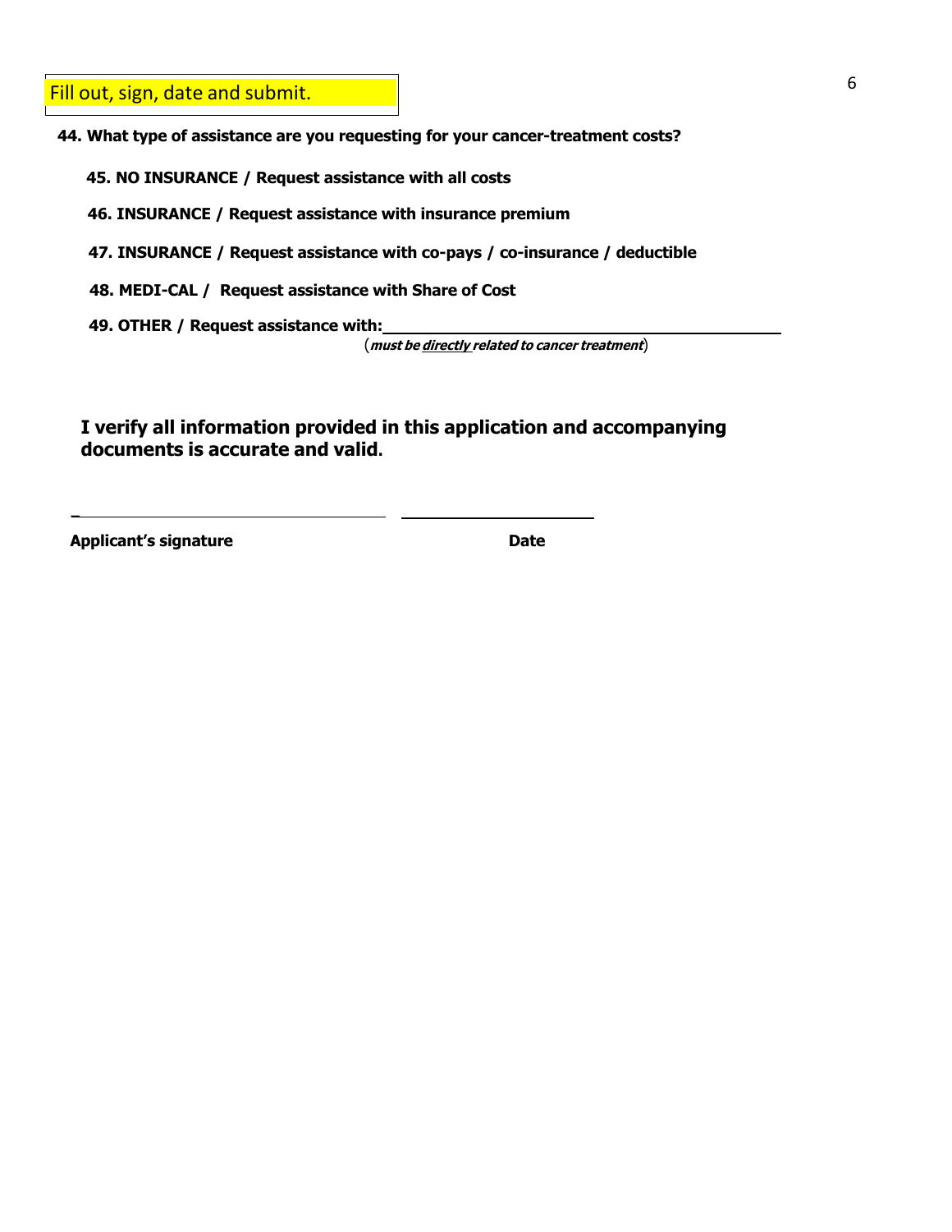Fill out, sign, date and submit.

**44. What type of assistance are you requesting for your cancer-treatment costs?**

**45. NO INSURANCE / Request assistance with all costs**

**46. INSURANCE / Request assistance with insurance premium**

**47. INSURANCE / Request assistance with co-pays / co-insurance / deductible**

**48. MEDI-CAL / Request assistance with Share of Cost**

**49. OTHER / Request assistance with:** ______________________________________
(***must be <u>directly</u> related to cancer treatment***)

**I verify all information provided in this application and accompanying documents is accurate and valid.**

______________________________ ____________________

**Applicant's signature** **Date**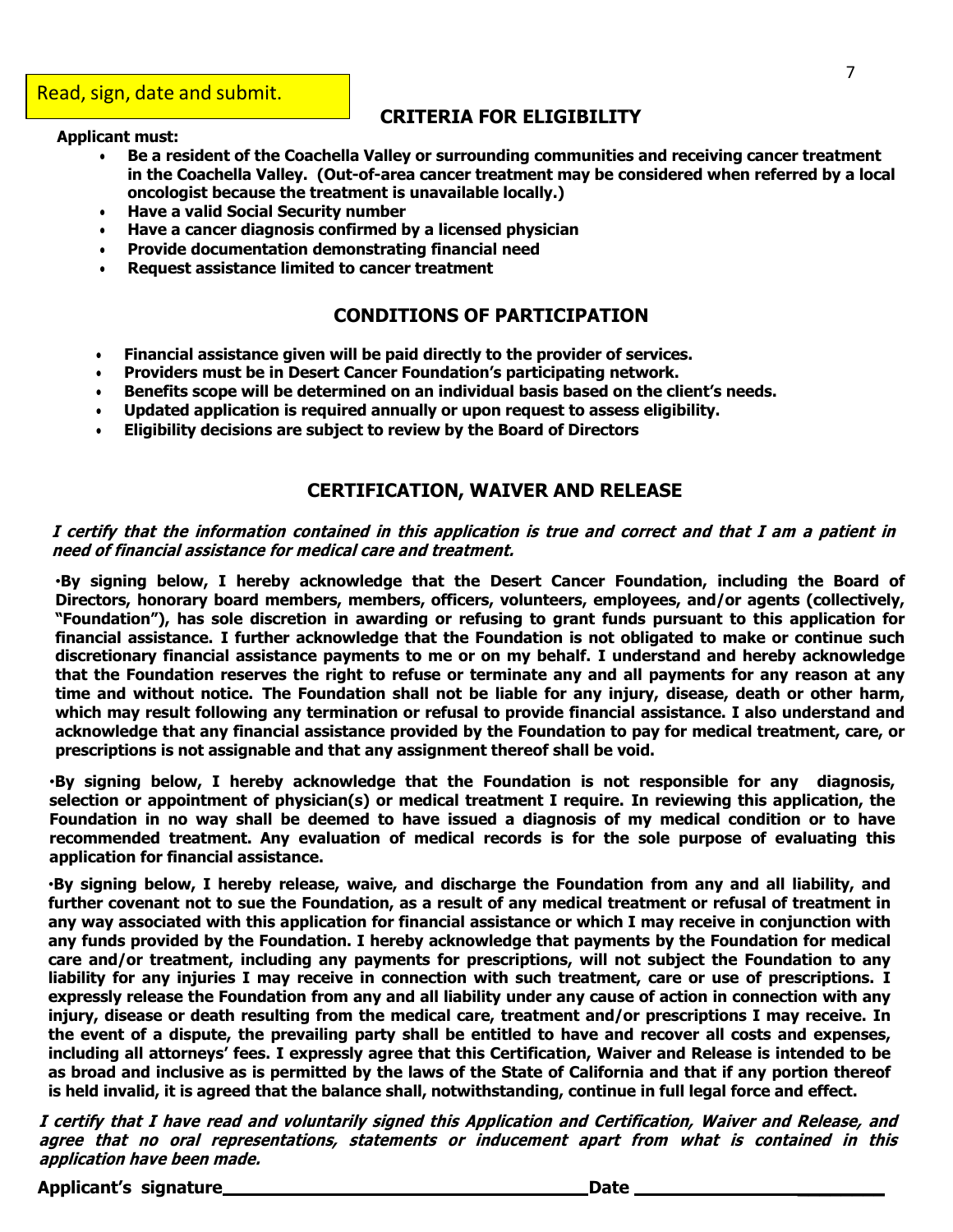Read, sign, date and submit.

## CRITERIA FOR ELIGIBILITY

**Applicant must:**

- **Be a resident of the Coachella Valley or surrounding communities and receiving cancer treatment in the Coachella Valley. (Out-of-area cancer treatment may be considered when referred by a local oncologist because the treatment is unavailable locally.)**
- **Have a valid Social Security number**
- **Have a cancer diagnosis confirmed by a licensed physician**
- **Provide documentation demonstrating financial need**
- **Request assistance limited to cancer treatment**

## CONDITIONS OF PARTICIPATION

- **Financial assistance given will be paid directly to the provider of services.**
- **Providers must be in Desert Cancer Foundation's participating network.**
- **Benefits scope will be determined on an individual basis based on the client's needs.**
- **Updated application is required annually or upon request to assess eligibility.**
- **Eligibility decisions are subject to review by the Board of Directors**

## CERTIFICATION, WAIVER AND RELEASE

***I certify that the information contained in this application is true and correct and that I am a patient in need of financial assistance for medical care and treatment.***

**•By signing below, I hereby acknowledge that the Desert Cancer Foundation, including the Board of Directors, honorary board members, members, officers, volunteers, employees, and/or agents (collectively, "Foundation"), has sole discretion in awarding or refusing to grant funds pursuant to this application for financial assistance. I further acknowledge that the Foundation is not obligated to make or continue such discretionary financial assistance payments to me or on my behalf. I understand and hereby acknowledge that the Foundation reserves the right to refuse or terminate any and all payments for any reason at any time and without notice. The Foundation shall not be liable for any injury, disease, death or other harm, which may result following any termination or refusal to provide financial assistance. I also understand and acknowledge that any financial assistance provided by the Foundation to pay for medical treatment, care, or prescriptions is not assignable and that any assignment thereof shall be void.**

**•By signing below, I hereby acknowledge that the Foundation is not responsible for any diagnosis, selection or appointment of physician(s) or medical treatment I require. In reviewing this application, the Foundation in no way shall be deemed to have issued a diagnosis of my medical condition or to have recommended treatment. Any evaluation of medical records is for the sole purpose of evaluating this application for financial assistance.**

**•By signing below, I hereby release, waive, and discharge the Foundation from any and all liability, and further covenant not to sue the Foundation, as a result of any medical treatment or refusal of treatment in any way associated with this application for financial assistance or which I may receive in conjunction with any funds provided by the Foundation. I hereby acknowledge that payments by the Foundation for medical care and/or treatment, including any payments for prescriptions, will not subject the Foundation to any liability for any injuries I may receive in connection with such treatment, care or use of prescriptions. I expressly release the Foundation from any and all liability under any cause of action in connection with any injury, disease or death resulting from the medical care, treatment and/or prescriptions I may receive. In the event of a dispute, the prevailing party shall be entitled to have and recover all costs and expenses, including all attorneys' fees. I expressly agree that this Certification, Waiver and Release is intended to be as broad and inclusive as is permitted by the laws of the State of California and that if any portion thereof is held invalid, it is agreed that the balance shall, notwithstanding, continue in full legal force and effect.**

***I certify that I have read and voluntarily signed this Application and Certification, Waiver and Release, and agree that no oral representations, statements or inducement apart from what is contained in this application have been made.***

**Applicant's signature**\_\_\_\_\_\_\_\_\_\_\_\_\_\_\_\_\_\_\_\_\_\_\_\_\_\_\_\_\_\_\_\_\_\_**Date** \_\_\_\_\_\_\_\_\_\_\_\_\_\_\_\_\_\_\_\_\_\_\_\_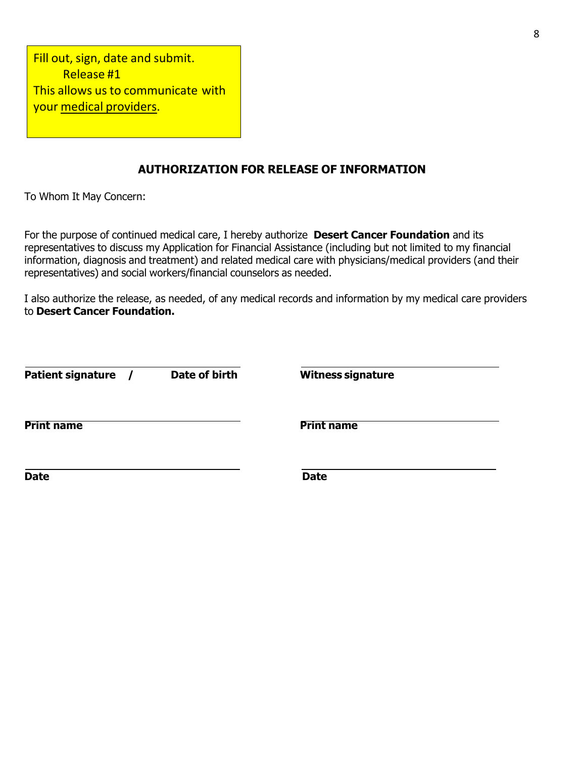Fill out, sign, date and submit.
Release #1
This allows us to communicate with your medical providers.

## AUTHORIZATION FOR RELEASE OF INFORMATION

To Whom It May Concern:

For the purpose of continued medical care, I hereby authorize **Desert Cancer Foundation** and its representatives to discuss my Application for Financial Assistance (including but not limited to my financial information, diagnosis and treatment) and related medical care with physicians/medical providers (and their representatives) and social workers/financial counselors as needed.

I also authorize the release, as needed, of any medical records and information by my medical care providers to **Desert Cancer Foundation.**

______________________________
**Patient signature / Date of birth**

______________________________
**Print name**

______________________________
**Date**

______________________________
**Witness signature**

______________________________
**Print name**

______________________________
**Date**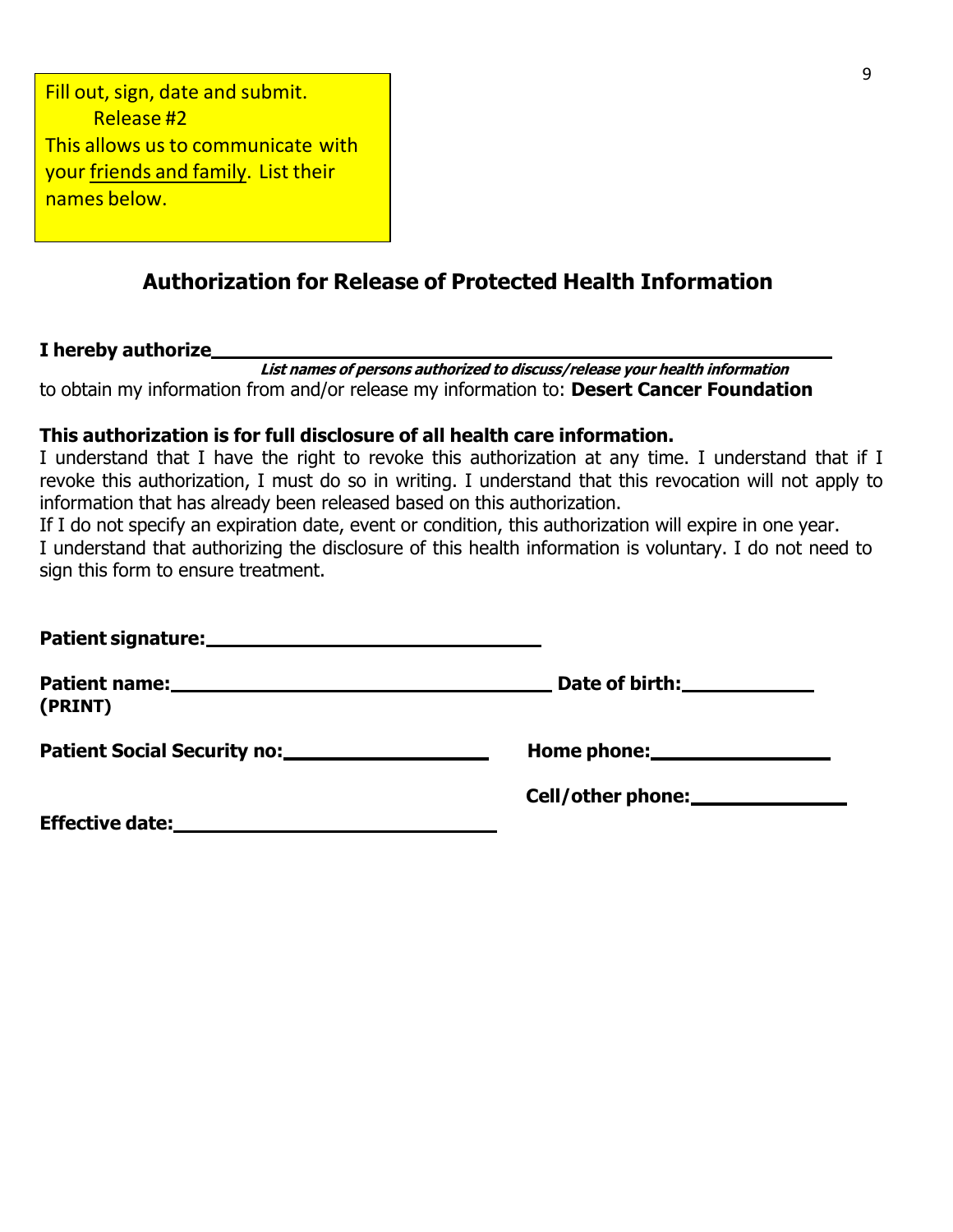Fill out, sign, date and submit.
Release #2
This allows us to communicate with your <u>friends and family</u>. List their names below.

## Authorization for Release of Protected Health Information

**I hereby authorize**\_\_\_\_\_\_\_\_\_\_\_\_\_\_\_\_\_\_\_\_\_\_\_\_\_\_\_\_\_\_\_\_\_\_\_\_\_\_\_\_\_\_\_\_\_\_\_\_

***List names of persons authorized to discuss/release your health information***

to obtain my information from and/or release my information to: **Desert Cancer Foundation**

**This authorization is for full disclosure of all health care information.**

I understand that I have the right to revoke this authorization at any time. I understand that if I revoke this authorization, I must do so in writing. I understand that this revocation will not apply to information that has already been released based on this authorization.

If I do not specify an expiration date, event or condition, this authorization will expire in one year.

I understand that authorizing the disclosure of this health information is voluntary. I do not need to sign this form to ensure treatment.

**Patient signature:**\_\_\_\_\_\_\_\_\_\_\_\_\_\_\_\_\_\_\_\_\_\_\_\_\_\_\_\_\_\_

**Patient name:**\_\_\_\_\_\_\_\_\_\_\_\_\_\_\_\_\_\_\_\_\_\_\_\_\_\_\_\_\_\_ **Date of birth:**\_\_\_\_\_\_\_\_\_\_\_\_
**(PRINT)**

**Patient Social Security no:**\_\_\_\_\_\_\_\_\_\_\_\_\_\_\_\_\_\_ **Home phone:**\_\_\_\_\_\_\_\_\_\_\_\_\_\_\_\_

**Cell/other phone:**\_\_\_\_\_\_\_\_\_\_\_\_\_\_

**Effective date:**\_\_\_\_\_\_\_\_\_\_\_\_\_\_\_\_\_\_\_\_\_\_\_\_\_\_\_\_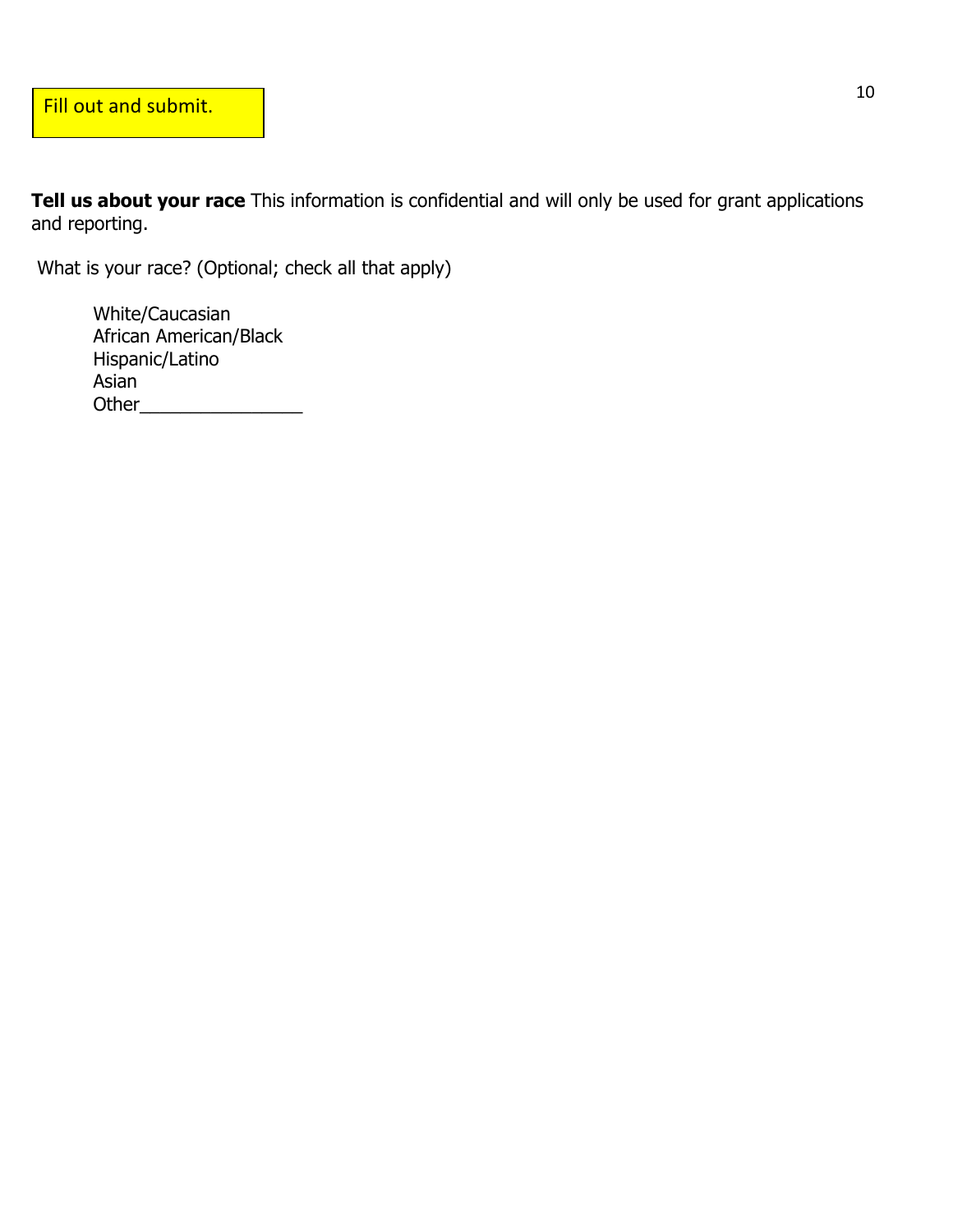Fill out and submit.

**Tell us about your race** This information is confidential and will only be used for grant applications and reporting.

What is your race? (Optional; check all that apply)

White/Caucasian
African American/Black
Hispanic/Latino
Asian
Other________________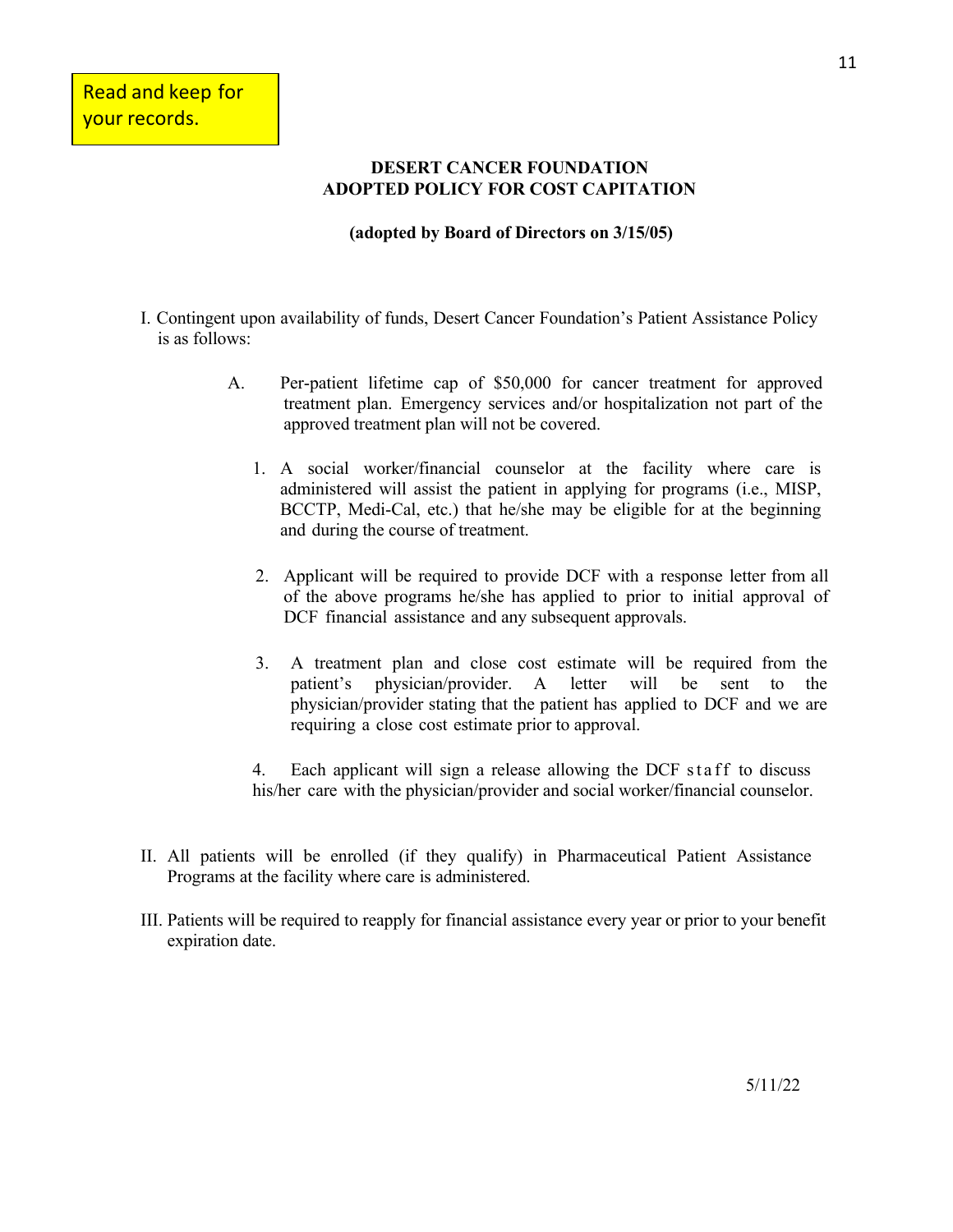Read and keep for your records.

**DESERT CANCER FOUNDATION**
**ADOPTED POLICY FOR COST CAPITATION**

**(adopted by Board of Directors on 3/15/05)**

I. Contingent upon availability of funds, Desert Cancer Foundation's Patient Assistance Policy is as follows:

A. Per-patient lifetime cap of $50,000 for cancer treatment for approved treatment plan. Emergency services and/or hospitalization not part of the approved treatment plan will not be covered.

1. A social worker/financial counselor at the facility where care is administered will assist the patient in applying for programs (i.e., MISP, BCCTP, Medi-Cal, etc.) that he/she may be eligible for at the beginning and during the course of treatment.

2. Applicant will be required to provide DCF with a response letter from all of the above programs he/she has applied to prior to initial approval of DCF financial assistance and any subsequent approvals.

3. A treatment plan and close cost estimate will be required from the patient's physician/provider. A letter will be sent to the physician/provider stating that the patient has applied to DCF and we are requiring a close cost estimate prior to approval.

4. Each applicant will sign a release allowing the DCF staff to discuss his/her care with the physician/provider and social worker/financial counselor.

II. All patients will be enrolled (if they qualify) in Pharmaceutical Patient Assistance Programs at the facility where care is administered.

III. Patients will be required to reapply for financial assistance every year or prior to your benefit expiration date.

5/11/22